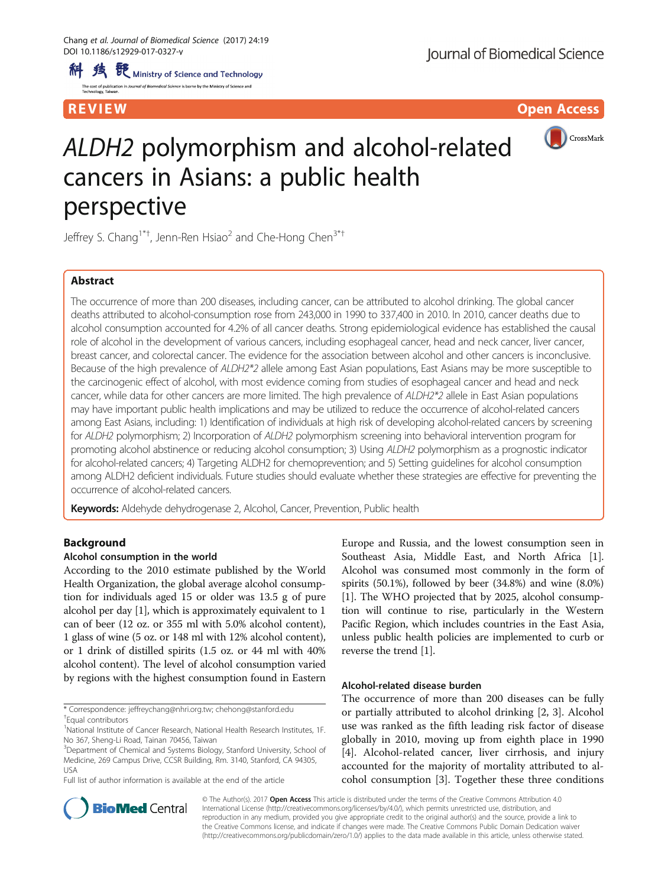REVIEW | Open Access

# *ALDH2* polymorphism and alcohol-related cancers in Asians: a public health perspective

Jeffrey S. Chang[1*†], Jenn-Ren Hsiao[2] and Che-Hong Chen[3*†]

## Abstract

The occurrence of more than 200 diseases, including cancer, can be attributed to alcohol drinking. The global cancer deaths attributed to alcohol-consumption rose from 243,000 in 1990 to 337,400 in 2010. In 2010, cancer deaths due to alcohol consumption accounted for 4.2% of all cancer deaths. Strong epidemiological evidence has established the causal role of alcohol in the development of various cancers, including esophageal cancer, head and neck cancer, liver cancer, breast cancer, and colorectal cancer. The evidence for the association between alcohol and other cancers is inconclusive. Because of the high prevalence of *ALDH2\*2* allele among East Asian populations, East Asians may be more susceptible to the carcinogenic effect of alcohol, with most evidence coming from studies of esophageal cancer and head and neck cancer, while data for other cancers are more limited. The high prevalence of *ALDH2\*2* allele in East Asian populations may have important public health implications and may be utilized to reduce the occurrence of alcohol-related cancers among East Asians, including: 1) Identification of individuals at high risk of developing alcohol-related cancers by screening for *ALDH2* polymorphism; 2) Incorporation of *ALDH2* polymorphism screening into behavioral intervention program for promoting alcohol abstinence or reducing alcohol consumption; 3) Using *ALDH2* polymorphism as a prognostic indicator for alcohol-related cancers; 4) Targeting ALDH2 for chemoprevention; and 5) Setting guidelines for alcohol consumption among ALDH2 deficient individuals. Future studies should evaluate whether these strategies are effective for preventing the occurrence of alcohol-related cancers.

**Keywords:** Aldehyde dehydrogenase 2, Alcohol, Cancer, Prevention, Public health

## Background

### Alcohol consumption in the world

According to the 2010 estimate published by the World Health Organization, the global average alcohol consumption for individuals aged 15 or older was 13.5 g of pure alcohol per day [1], which is approximately equivalent to 1 can of beer (12 oz. or 355 ml with 5.0% alcohol content), 1 glass of wine (5 oz. or 148 ml with 12% alcohol content), or 1 drink of distilled spirits (1.5 oz. or 44 ml with 40% alcohol content). The level of alcohol consumption varied by regions with the highest consumption found in Eastern Europe and Russia, and the lowest consumption seen in Southeast Asia, Middle East, and North Africa [1]. Alcohol was consumed most commonly in the form of spirits (50.1%), followed by beer (34.8%) and wine (8.0%) [1]. The WHO projected that by 2025, alcohol consumption will continue to rise, particularly in the Western Pacific Region, which includes countries in the East Asia, unless public health policies are implemented to curb or reverse the trend [1].

### Alcohol-related disease burden

The occurrence of more than 200 diseases can be fully or partially attributed to alcohol drinking [2, 3]. Alcohol use was ranked as the fifth leading risk factor of disease globally in 2010, moving up from eighth place in 1990 [4]. Alcohol-related cancer, liver cirrhosis, and injury accounted for the majority of mortality attributed to alcohol consumption [3]. Together these three conditions

\* Correspondence: jeffreychang@nhri.org.tw; chehong@stanford.edu
†Equal contributors
[1]National Institute of Cancer Research, National Health Research Institutes, 1F. No 367, Sheng-Li Road, Tainan 70456, Taiwan
[3]Department of Chemical and Systems Biology, Stanford University, School of Medicine, 269 Campus Drive, CCSR Building, Rm. 3140, Stanford, CA 94305, USA
Full list of author information is available at the end of the article

© The Author(s). 2017 **Open Access** This article is distributed under the terms of the Creative Commons Attribution 4.0 International License (http://creativecommons.org/licenses/by/4.0/), which permits unrestricted use, distribution, and reproduction in any medium, provided you give appropriate credit to the original author(s) and the source, provide a link to the Creative Commons license, and indicate if changes were made. The Creative Commons Public Domain Dedication waiver (http://creativecommons.org/publicdomain/zero/1.0/) applies to the data made available in this article, unless otherwise stated.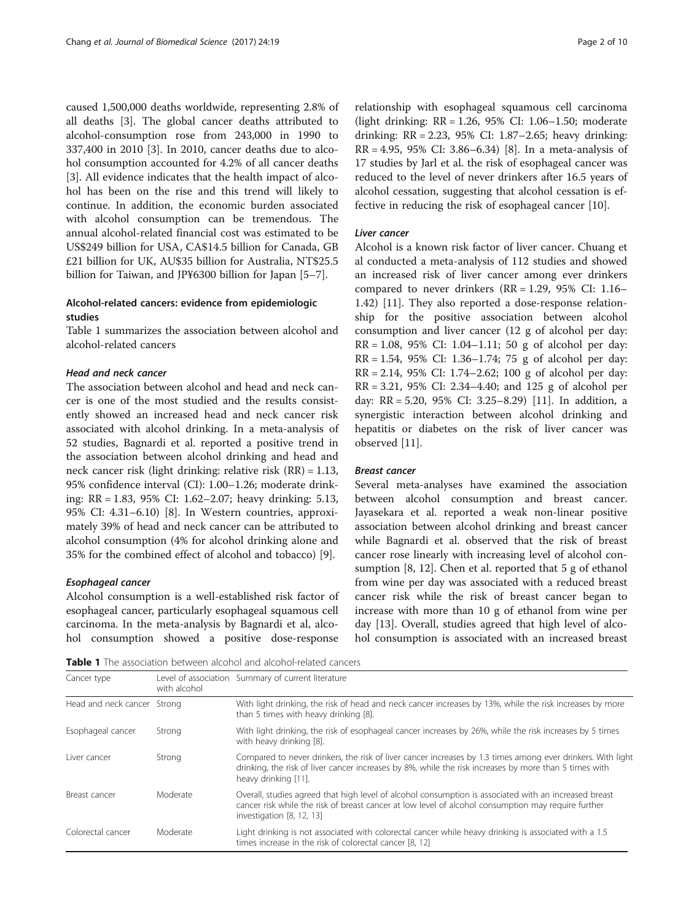caused 1,500,000 deaths worldwide, representing 2.8% of all deaths [3]. The global cancer deaths attributed to alcohol-consumption rose from 243,000 in 1990 to 337,400 in 2010 [3]. In 2010, cancer deaths due to alcohol consumption accounted for 4.2% of all cancer deaths [3]. All evidence indicates that the health impact of alcohol has been on the rise and this trend will likely to continue. In addition, the economic burden associated with alcohol consumption can be tremendous. The annual alcohol-related financial cost was estimated to be US$249 billion for USA, CA$14.5 billion for Canada, GB £21 billion for UK, AU$35 billion for Australia, NT$25.5 billion for Taiwan, and JP¥6300 billion for Japan [5–7].

## Alcohol-related cancers: evidence from epidemiologic studies

Table 1 summarizes the association between alcohol and alcohol-related cancers

### *Head and neck cancer*

The association between alcohol and head and neck cancer is one of the most studied and the results consistently showed an increased head and neck cancer risk associated with alcohol drinking. In a meta-analysis of 52 studies, Bagnardi et al. reported a positive trend in the association between alcohol drinking and head and neck cancer risk (light drinking: relative risk (RR) = 1.13, 95% confidence interval (CI): 1.00–1.26; moderate drinking: RR = 1.83, 95% CI: 1.62–2.07; heavy drinking: 5.13, 95% CI: 4.31–6.10) [8]. In Western countries, approximately 39% of head and neck cancer can be attributed to alcohol consumption (4% for alcohol drinking alone and 35% for the combined effect of alcohol and tobacco) [9].

### *Esophageal cancer*

Alcohol consumption is a well-established risk factor of esophageal cancer, particularly esophageal squamous cell carcinoma. In the meta-analysis by Bagnardi et al, alcohol consumption showed a positive dose-response relationship with esophageal squamous cell carcinoma (light drinking: RR = 1.26, 95% CI: 1.06–1.50; moderate drinking: RR = 2.23, 95% CI: 1.87–2.65; heavy drinking: RR = 4.95, 95% CI: 3.86–6.34) [8]. In a meta-analysis of 17 studies by Jarl et al. the risk of esophageal cancer was reduced to the level of never drinkers after 16.5 years of alcohol cessation, suggesting that alcohol cessation is effective in reducing the risk of esophageal cancer [10].

### *Liver cancer*

Alcohol is a known risk factor of liver cancer. Chuang et al conducted a meta-analysis of 112 studies and showed an increased risk of liver cancer among ever drinkers compared to never drinkers (RR = 1.29, 95% CI: 1.16–1.42) [11]. They also reported a dose-response relationship for the positive association between alcohol consumption and liver cancer (12 g of alcohol per day: RR = 1.08, 95% CI: 1.04–1.11; 50 g of alcohol per day: RR = 1.54, 95% CI: 1.36–1.74; 75 g of alcohol per day: RR = 2.14, 95% CI: 1.74–2.62; 100 g of alcohol per day: RR = 3.21, 95% CI: 2.34–4.40; and 125 g of alcohol per day: RR = 5.20, 95% CI: 3.25–8.29) [11]. In addition, a synergistic interaction between alcohol drinking and hepatitis or diabetes on the risk of liver cancer was observed [11].

### *Breast cancer*

Several meta-analyses have examined the association between alcohol consumption and breast cancer. Jayasekara et al. reported a weak non-linear positive association between alcohol drinking and breast cancer while Bagnardi et al. observed that the risk of breast cancer rose linearly with increasing level of alcohol consumption [8, 12]. Chen et al. reported that 5 g of ethanol from wine per day was associated with a reduced breast cancer risk while the risk of breast cancer began to increase with more than 10 g of ethanol from wine per day [13]. Overall, studies agreed that high level of alcohol consumption is associated with an increased breast

**Table 1** The association between alcohol and alcohol-related cancers

| Cancer type | Level of association with alcohol | Summary of current literature |
|---|---|---|
| Head and neck cancer | Strong | With light drinking, the risk of head and neck cancer increases by 13%, while the risk increases by more than 5 times with heavy drinking [8]. |
| Esophageal cancer | Strong | With light drinking, the risk of esophageal cancer increases by 26%, while the risk increases by 5 times with heavy drinking [8]. |
| Liver cancer | Strong | Compared to never drinkers, the risk of liver cancer increases by 1.3 times among ever drinkers. With light drinking, the risk of liver cancer increases by 8%, while the risk increases by more than 5 times with heavy drinking [11]. |
| Breast cancer | Moderate | Overall, studies agreed that high level of alcohol consumption is associated with an increased breast cancer risk while the risk of breast cancer at low level of alcohol consumption may require further investigation [8, 12, 13] |
| Colorectal cancer | Moderate | Light drinking is not associated with colorectal cancer while heavy drinking is associated with a 1.5 times increase in the risk of colorectal cancer [8, 12] |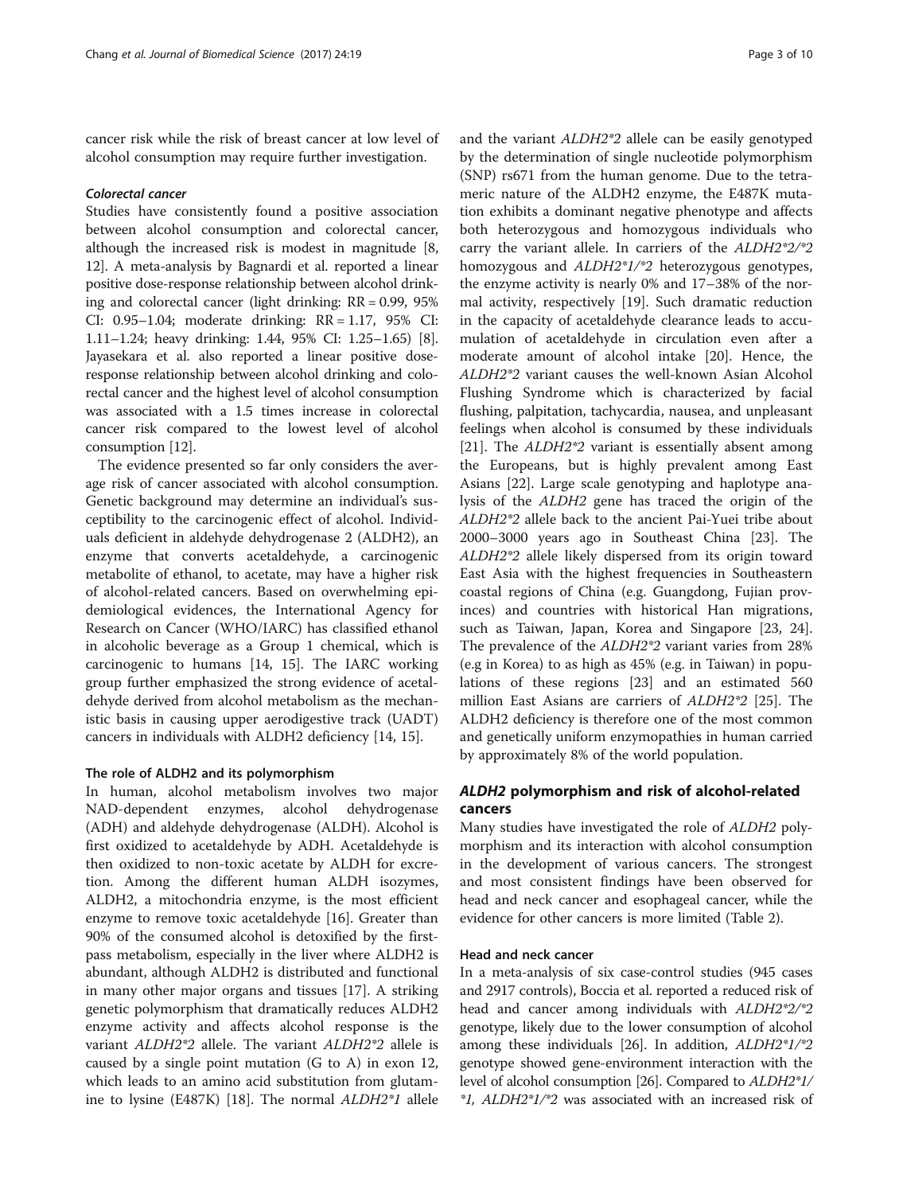cancer risk while the risk of breast cancer at low level of alcohol consumption may require further investigation.

#### *Colorectal cancer*

Studies have consistently found a positive association between alcohol consumption and colorectal cancer, although the increased risk is modest in magnitude [8, 12]. A meta-analysis by Bagnardi et al. reported a linear positive dose-response relationship between alcohol drinking and colorectal cancer (light drinking: RR = 0.99, 95% CI: 0.95–1.04; moderate drinking: RR = 1.17, 95% CI: 1.11–1.24; heavy drinking: 1.44, 95% CI: 1.25–1.65) [8]. Jayasekara et al. also reported a linear positive dose-response relationship between alcohol drinking and colorectal cancer and the highest level of alcohol consumption was associated with a 1.5 times increase in colorectal cancer risk compared to the lowest level of alcohol consumption [12].

The evidence presented so far only considers the average risk of cancer associated with alcohol consumption. Genetic background may determine an individual's susceptibility to the carcinogenic effect of alcohol. Individuals deficient in aldehyde dehydrogenase 2 (ALDH2), an enzyme that converts acetaldehyde, a carcinogenic metabolite of ethanol, to acetate, may have a higher risk of alcohol-related cancers. Based on overwhelming epidemiological evidences, the International Agency for Research on Cancer (WHO/IARC) has classified ethanol in alcoholic beverage as a Group 1 chemical, which is carcinogenic to humans [14, 15]. The IARC working group further emphasized the strong evidence of acetaldehyde derived from alcohol metabolism as the mechanistic basis in causing upper aerodigestive track (UADT) cancers in individuals with ALDH2 deficiency [14, 15].

### The role of ALDH2 and its polymorphism

In human, alcohol metabolism involves two major NAD-dependent enzymes, alcohol dehydrogenase (ADH) and aldehyde dehydrogenase (ALDH). Alcohol is first oxidized to acetaldehyde by ADH. Acetaldehyde is then oxidized to non-toxic acetate by ALDH for excretion. Among the different human ALDH isozymes, ALDH2, a mitochondria enzyme, is the most efficient enzyme to remove toxic acetaldehyde [16]. Greater than 90% of the consumed alcohol is detoxified by the first-pass metabolism, especially in the liver where ALDH2 is abundant, although ALDH2 is distributed and functional in many other major organs and tissues [17]. A striking genetic polymorphism that dramatically reduces ALDH2 enzyme activity and affects alcohol response is the variant *ALDH2\*2* allele. The variant *ALDH2\*2* allele is caused by a single point mutation (G to A) in exon 12, which leads to an amino acid substitution from glutamine to lysine (E487K) [18]. The normal *ALDH2\*1* allele and the variant *ALDH2\*2* allele can be easily genotyped by the determination of single nucleotide polymorphism (SNP) rs671 from the human genome. Due to the tetrameric nature of the ALDH2 enzyme, the E487K mutation exhibits a dominant negative phenotype and affects both heterozygous and homozygous individuals who carry the variant allele. In carriers of the *ALDH2\*2/\*2* homozygous and *ALDH2\*1/\*2* heterozygous genotypes, the enzyme activity is nearly 0% and 17–38% of the normal activity, respectively [19]. Such dramatic reduction in the capacity of acetaldehyde clearance leads to accumulation of acetaldehyde in circulation even after a moderate amount of alcohol intake [20]. Hence, the *ALDH2\*2* variant causes the well-known Asian Alcohol Flushing Syndrome which is characterized by facial flushing, palpitation, tachycardia, nausea, and unpleasant feelings when alcohol is consumed by these individuals [21]. The *ALDH2\*2* variant is essentially absent among the Europeans, but is highly prevalent among East Asians [22]. Large scale genotyping and haplotype analysis of the *ALDH2* gene has traced the origin of the *ALDH2\*2* allele back to the ancient Pai-Yuei tribe about 2000–3000 years ago in Southeast China [23]. The *ALDH2\*2* allele likely dispersed from its origin toward East Asia with the highest frequencies in Southeastern coastal regions of China (e.g. Guangdong, Fujian provinces) and countries with historical Han migrations, such as Taiwan, Japan, Korea and Singapore [23, 24]. The prevalence of the *ALDH2\*2* variant varies from 28% (e.g in Korea) to as high as 45% (e.g. in Taiwan) in populations of these regions [23] and an estimated 560 million East Asians are carriers of *ALDH2\*2* [25]. The ALDH2 deficiency is therefore one of the most common and genetically uniform enzymopathies in human carried by approximately 8% of the world population.

## *ALDH2* polymorphism and risk of alcohol-related cancers

Many studies have investigated the role of *ALDH2* polymorphism and its interaction with alcohol consumption in the development of various cancers. The strongest and most consistent findings have been observed for head and neck cancer and esophageal cancer, while the evidence for other cancers is more limited (Table 2).

### Head and neck cancer

In a meta-analysis of six case-control studies (945 cases and 2917 controls), Boccia et al. reported a reduced risk of head and cancer among individuals with *ALDH2\*2/\*2* genotype, likely due to the lower consumption of alcohol among these individuals [26]. In addition, *ALDH2\*1/\*2* genotype showed gene-environment interaction with the level of alcohol consumption [26]. Compared to *ALDH2\*1/\*1*, *ALDH2\*1/\*2* was associated with an increased risk of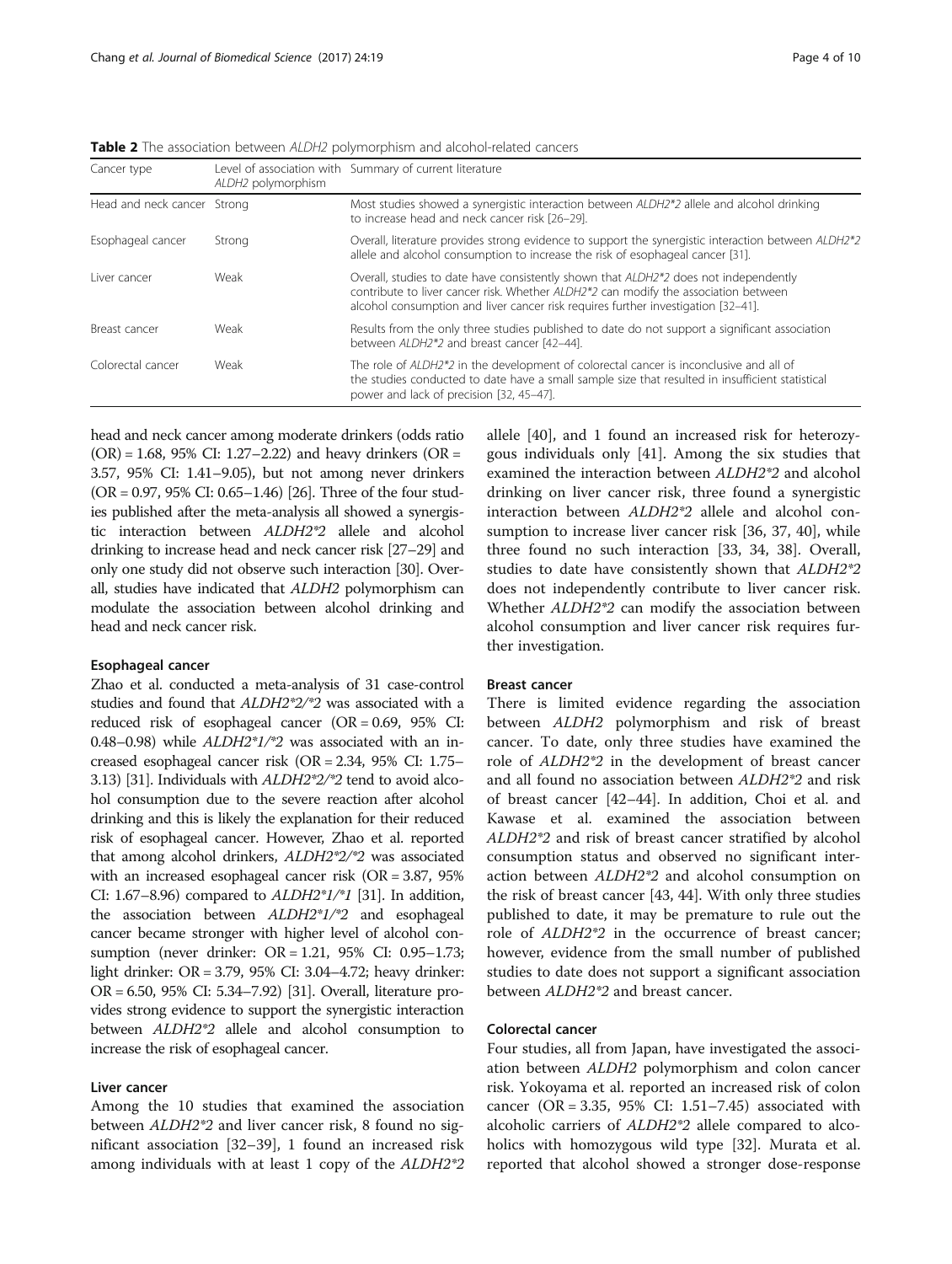**Table 2** The association between *ALDH2* polymorphism and alcohol-related cancers

| Cancer type | Level of association with *ALDH2* polymorphism | Summary of current literature |
|---|---|---|
| Head and neck cancer | Strong | Most studies showed a synergistic interaction between *ALDH2*2* allele and alcohol drinking to increase head and neck cancer risk [26–29]. |
| Esophageal cancer | Strong | Overall, literature provides strong evidence to support the synergistic interaction between *ALDH2*2* allele and alcohol consumption to increase the risk of esophageal cancer [31]. |
| Liver cancer | Weak | Overall, studies to date have consistently shown that *ALDH2*2* does not independently contribute to liver cancer risk. Whether *ALDH2*2* can modify the association between alcohol consumption and liver cancer risk requires further investigation [32–41]. |
| Breast cancer | Weak | Results from the only three studies published to date do not support a significant association between *ALDH2*2* and breast cancer [42–44]. |
| Colorectal cancer | Weak | The role of *ALDH2*2* in the development of colorectal cancer is inconclusive and all of the studies conducted to date have a small sample size that resulted in insufficient statistical power and lack of precision [32, 45–47]. |

head and neck cancer among moderate drinkers (odds ratio (OR) = 1.68, 95% CI: 1.27–2.22) and heavy drinkers (OR = 3.57, 95% CI: 1.41–9.05), but not among never drinkers (OR = 0.97, 95% CI: 0.65–1.46) [26]. Three of the four studies published after the meta-analysis all showed a synergistic interaction between *ALDH2*2* allele and alcohol drinking to increase head and neck cancer risk [27–29] and only one study did not observe such interaction [30]. Overall, studies have indicated that *ALDH2* polymorphism can modulate the association between alcohol drinking and head and neck cancer risk.

### Esophageal cancer

Zhao et al. conducted a meta-analysis of 31 case-control studies and found that *ALDH2*2/*2* was associated with a reduced risk of esophageal cancer (OR = 0.69, 95% CI: 0.48–0.98) while *ALDH2*1/*2* was associated with an increased esophageal cancer risk (OR = 2.34, 95% CI: 1.75–3.13) [31]. Individuals with *ALDH2*2/*2* tend to avoid alcohol consumption due to the severe reaction after alcohol drinking and this is likely the explanation for their reduced risk of esophageal cancer. However, Zhao et al. reported that among alcohol drinkers, *ALDH2*2/*2* was associated with an increased esophageal cancer risk (OR = 3.87, 95% CI: 1.67–8.96) compared to *ALDH2*1/*1* [31]. In addition, the association between *ALDH2*1/*2* and esophageal cancer became stronger with higher level of alcohol consumption (never drinker: OR = 1.21, 95% CI: 0.95–1.73; light drinker: OR = 3.79, 95% CI: 3.04–4.72; heavy drinker: OR = 6.50, 95% CI: 5.34–7.92) [31]. Overall, literature provides strong evidence to support the synergistic interaction between *ALDH2*2* allele and alcohol consumption to increase the risk of esophageal cancer.

### Liver cancer

Among the 10 studies that examined the association between *ALDH2*2* and liver cancer risk, 8 found no significant association [32–39], 1 found an increased risk among individuals with at least 1 copy of the *ALDH2*2* allele [40], and 1 found an increased risk for heterozygous individuals only [41]. Among the six studies that examined the interaction between *ALDH2*2* and alcohol drinking on liver cancer risk, three found a synergistic interaction between *ALDH2*2* allele and alcohol consumption to increase liver cancer risk [36, 37, 40], while three found no such interaction [33, 34, 38]. Overall, studies to date have consistently shown that *ALDH2*2* does not independently contribute to liver cancer risk. Whether *ALDH2*2* can modify the association between alcohol consumption and liver cancer risk requires further investigation.

### Breast cancer

There is limited evidence regarding the association between *ALDH2* polymorphism and risk of breast cancer. To date, only three studies have examined the role of *ALDH2*2* in the development of breast cancer and all found no association between *ALDH2*2* and risk of breast cancer [42–44]. In addition, Choi et al. and Kawase et al. examined the association between *ALDH2*2* and risk of breast cancer stratified by alcohol consumption status and observed no significant interaction between *ALDH2*2* and alcohol consumption on the risk of breast cancer [43, 44]. With only three studies published to date, it may be premature to rule out the role of *ALDH2*2* in the occurrence of breast cancer; however, evidence from the small number of published studies to date does not support a significant association between *ALDH2*2* and breast cancer.

### Colorectal cancer

Four studies, all from Japan, have investigated the association between *ALDH2* polymorphism and colon cancer risk. Yokoyama et al. reported an increased risk of colon cancer (OR = 3.35, 95% CI: 1.51–7.45) associated with alcoholic carriers of *ALDH2*2* allele compared to alcoholics with homozygous wild type [32]. Murata et al. reported that alcohol showed a stronger dose-response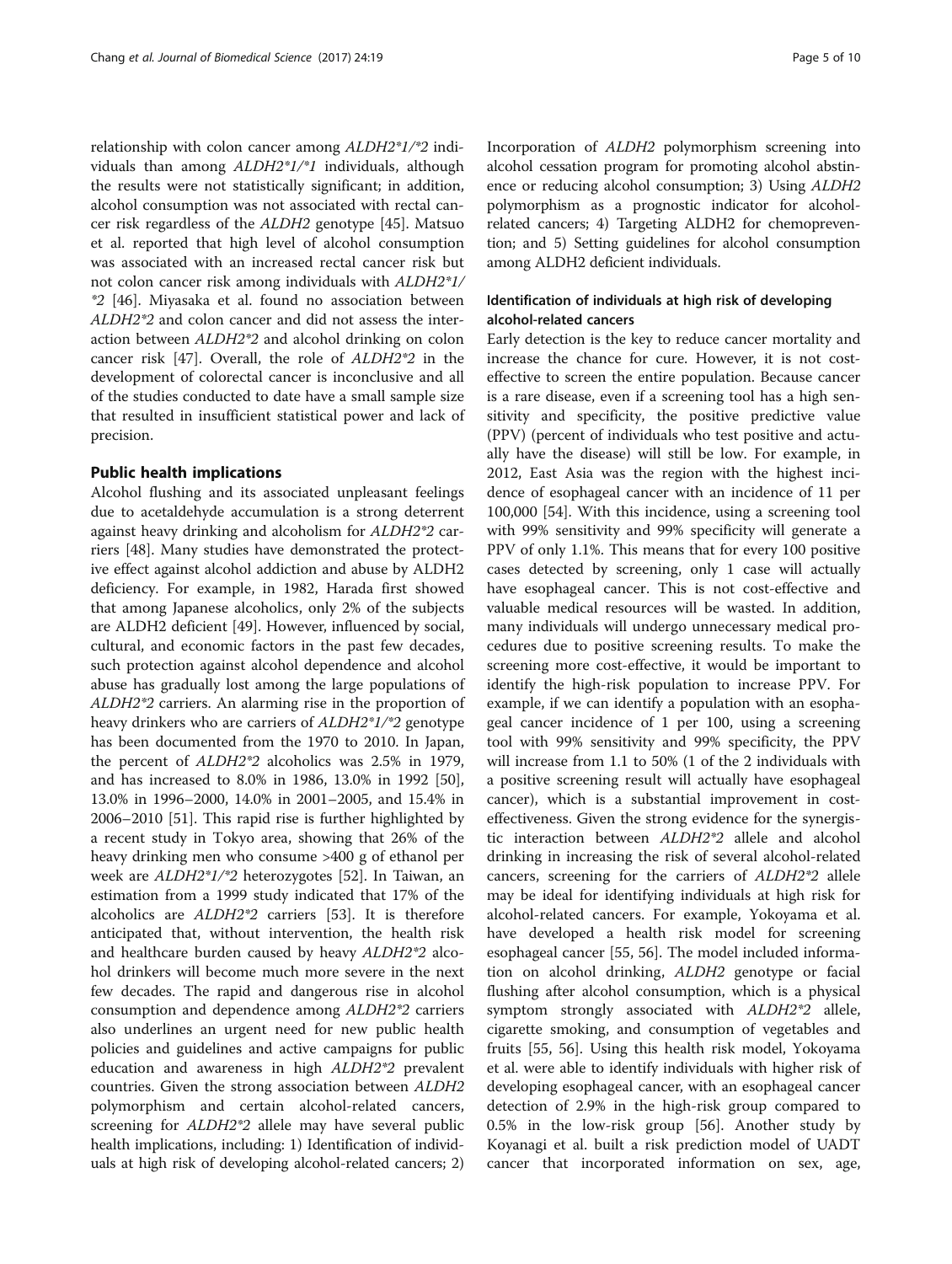relationship with colon cancer among *ALDH2*1/*2* individuals than among *ALDH2*1/*1* individuals, although the results were not statistically significant; in addition, alcohol consumption was not associated with rectal cancer risk regardless of the *ALDH2* genotype [45]. Matsuo et al. reported that high level of alcohol consumption was associated with an increased rectal cancer risk but not colon cancer risk among individuals with *ALDH2*1/*2* [46]. Miyasaka et al. found no association between *ALDH2*2* and colon cancer and did not assess the interaction between *ALDH2*2* and alcohol drinking on colon cancer risk [47]. Overall, the role of *ALDH2*2* in the development of colorectal cancer is inconclusive and all of the studies conducted to date have a small sample size that resulted in insufficient statistical power and lack of precision.

## Public health implications

Alcohol flushing and its associated unpleasant feelings due to acetaldehyde accumulation is a strong deterrent against heavy drinking and alcoholism for *ALDH2*2* carriers [48]. Many studies have demonstrated the protective effect against alcohol addiction and abuse by ALDH2 deficiency. For example, in 1982, Harada first showed that among Japanese alcoholics, only 2% of the subjects are ALDH2 deficient [49]. However, influenced by social, cultural, and economic factors in the past few decades, such protection against alcohol dependence and alcohol abuse has gradually lost among the large populations of *ALDH2*2* carriers. An alarming rise in the proportion of heavy drinkers who are carriers of *ALDH2*1/*2* genotype has been documented from the 1970 to 2010. In Japan, the percent of *ALDH2*2* alcoholics was 2.5% in 1979, and has increased to 8.0% in 1986, 13.0% in 1992 [50], 13.0% in 1996–2000, 14.0% in 2001–2005, and 15.4% in 2006–2010 [51]. This rapid rise is further highlighted by a recent study in Tokyo area, showing that 26% of the heavy drinking men who consume >400 g of ethanol per week are *ALDH2*1/*2* heterozygotes [52]. In Taiwan, an estimation from a 1999 study indicated that 17% of the alcoholics are *ALDH2*2* carriers [53]. It is therefore anticipated that, without intervention, the health risk and healthcare burden caused by heavy *ALDH2*2* alcohol drinkers will become much more severe in the next few decades. The rapid and dangerous rise in alcohol consumption and dependence among *ALDH2*2* carriers also underlines an urgent need for new public health policies and guidelines and active campaigns for public education and awareness in high *ALDH2*2* prevalent countries. Given the strong association between *ALDH2* polymorphism and certain alcohol-related cancers, screening for *ALDH2*2* allele may have several public health implications, including: 1) Identification of individuals at high risk of developing alcohol-related cancers; 2) Incorporation of *ALDH2* polymorphism screening into alcohol cessation program for promoting alcohol abstinence or reducing alcohol consumption; 3) Using *ALDH2* polymorphism as a prognostic indicator for alcohol-related cancers; 4) Targeting ALDH2 for chemoprevention; and 5) Setting guidelines for alcohol consumption among ALDH2 deficient individuals.

### Identification of individuals at high risk of developing alcohol-related cancers

Early detection is the key to reduce cancer mortality and increase the chance for cure. However, it is not cost-effective to screen the entire population. Because cancer is a rare disease, even if a screening tool has a high sensitivity and specificity, the positive predictive value (PPV) (percent of individuals who test positive and actually have the disease) will still be low. For example, in 2012, East Asia was the region with the highest incidence of esophageal cancer with an incidence of 11 per 100,000 [54]. With this incidence, using a screening tool with 99% sensitivity and 99% specificity will generate a PPV of only 1.1%. This means that for every 100 positive cases detected by screening, only 1 case will actually have esophageal cancer. This is not cost-effective and valuable medical resources will be wasted. In addition, many individuals will undergo unnecessary medical procedures due to positive screening results. To make the screening more cost-effective, it would be important to identify the high-risk population to increase PPV. For example, if we can identify a population with an esophageal cancer incidence of 1 per 100, using a screening tool with 99% sensitivity and 99% specificity, the PPV will increase from 1.1 to 50% (1 of the 2 individuals with a positive screening result will actually have esophageal cancer), which is a substantial improvement in cost-effectiveness. Given the strong evidence for the synergistic interaction between *ALDH2*2* allele and alcohol drinking in increasing the risk of several alcohol-related cancers, screening for the carriers of *ALDH2*2* allele may be ideal for identifying individuals at high risk for alcohol-related cancers. For example, Yokoyama et al. have developed a health risk model for screening esophageal cancer [55, 56]. The model included information on alcohol drinking, *ALDH2* genotype or facial flushing after alcohol consumption, which is a physical symptom strongly associated with *ALDH2*2* allele, cigarette smoking, and consumption of vegetables and fruits [55, 56]. Using this health risk model, Yokoyama et al. were able to identify individuals with higher risk of developing esophageal cancer, with an esophageal cancer detection of 2.9% in the high-risk group compared to 0.5% in the low-risk group [56]. Another study by Koyanagi et al. built a risk prediction model of UADT cancer that incorporated information on sex, age,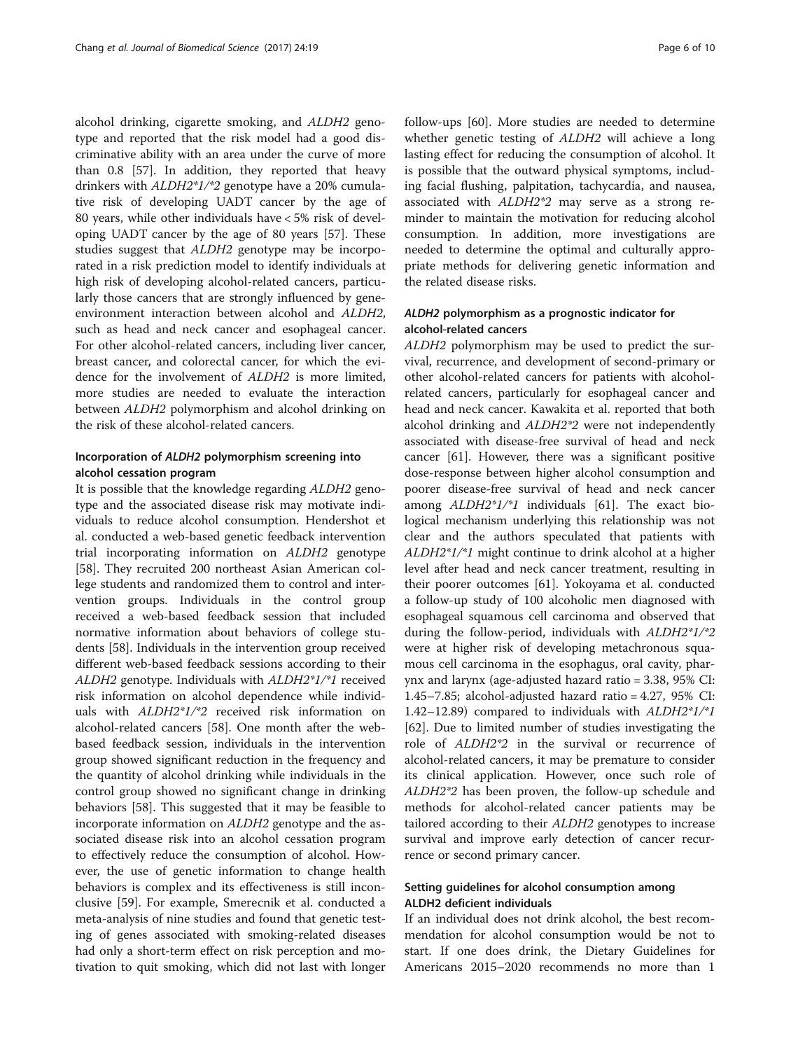alcohol drinking, cigarette smoking, and *ALDH2* genotype and reported that the risk model had a good discriminative ability with an area under the curve of more than 0.8 [57]. In addition, they reported that heavy drinkers with *ALDH2*1/*2* genotype have a 20% cumulative risk of developing UADT cancer by the age of 80 years, while other individuals have < 5% risk of developing UADT cancer by the age of 80 years [57]. These studies suggest that *ALDH2* genotype may be incorporated in a risk prediction model to identify individuals at high risk of developing alcohol-related cancers, particularly those cancers that are strongly influenced by gene-environment interaction between alcohol and *ALDH2*, such as head and neck cancer and esophageal cancer. For other alcohol-related cancers, including liver cancer, breast cancer, and colorectal cancer, for which the evidence for the involvement of *ALDH2* is more limited, more studies are needed to evaluate the interaction between *ALDH2* polymorphism and alcohol drinking on the risk of these alcohol-related cancers.

### Incorporation of *ALDH2* polymorphism screening into alcohol cessation program

It is possible that the knowledge regarding *ALDH2* genotype and the associated disease risk may motivate individuals to reduce alcohol consumption. Hendershot et al. conducted a web-based genetic feedback intervention trial incorporating information on *ALDH2* genotype [58]. They recruited 200 northeast Asian American college students and randomized them to control and intervention groups. Individuals in the control group received a web-based feedback session that included normative information about behaviors of college students [58]. Individuals in the intervention group received different web-based feedback sessions according to their *ALDH2* genotype. Individuals with *ALDH2*1/*1* received risk information on alcohol dependence while individuals with *ALDH2*1/*2* received risk information on alcohol-related cancers [58]. One month after the web-based feedback session, individuals in the intervention group showed significant reduction in the frequency and the quantity of alcohol drinking while individuals in the control group showed no significant change in drinking behaviors [58]. This suggested that it may be feasible to incorporate information on *ALDH2* genotype and the associated disease risk into an alcohol cessation program to effectively reduce the consumption of alcohol. However, the use of genetic information to change health behaviors is complex and its effectiveness is still inconclusive [59]. For example, Smerecnik et al. conducted a meta-analysis of nine studies and found that genetic testing of genes associated with smoking-related diseases had only a short-term effect on risk perception and motivation to quit smoking, which did not last with longer follow-ups [60]. More studies are needed to determine whether genetic testing of *ALDH2* will achieve a long lasting effect for reducing the consumption of alcohol. It is possible that the outward physical symptoms, including facial flushing, palpitation, tachycardia, and nausea, associated with *ALDH2*2* may serve as a strong reminder to maintain the motivation for reducing alcohol consumption. In addition, more investigations are needed to determine the optimal and culturally appropriate methods for delivering genetic information and the related disease risks.

### *ALDH2* polymorphism as a prognostic indicator for alcohol-related cancers

*ALDH2* polymorphism may be used to predict the survival, recurrence, and development of second-primary or other alcohol-related cancers for patients with alcohol-related cancers, particularly for esophageal cancer and head and neck cancer. Kawakita et al. reported that both alcohol drinking and *ALDH2*2* were not independently associated with disease-free survival of head and neck cancer [61]. However, there was a significant positive dose-response between higher alcohol consumption and poorer disease-free survival of head and neck cancer among *ALDH2*1/*1* individuals [61]. The exact biological mechanism underlying this relationship was not clear and the authors speculated that patients with *ALDH2*1/*1* might continue to drink alcohol at a higher level after head and neck cancer treatment, resulting in their poorer outcomes [61]. Yokoyama et al. conducted a follow-up study of 100 alcoholic men diagnosed with esophageal squamous cell carcinoma and observed that during the follow-period, individuals with *ALDH2*1/*2* were at higher risk of developing metachronous squamous cell carcinoma in the esophagus, oral cavity, pharynx and larynx (age-adjusted hazard ratio = 3.38, 95% CI: 1.45–7.85; alcohol-adjusted hazard ratio = 4.27, 95% CI: 1.42–12.89) compared to individuals with *ALDH2*1/*1* [62]. Due to limited number of studies investigating the role of *ALDH2*2* in the survival or recurrence of alcohol-related cancers, it may be premature to consider its clinical application. However, once such role of *ALDH2*2* has been proven, the follow-up schedule and methods for alcohol-related cancer patients may be tailored according to their *ALDH2* genotypes to increase survival and improve early detection of cancer recurrence or second primary cancer.

### Setting guidelines for alcohol consumption among ALDH2 deficient individuals

If an individual does not drink alcohol, the best recommendation for alcohol consumption would be not to start. If one does drink, the Dietary Guidelines for Americans 2015–2020 recommends no more than 1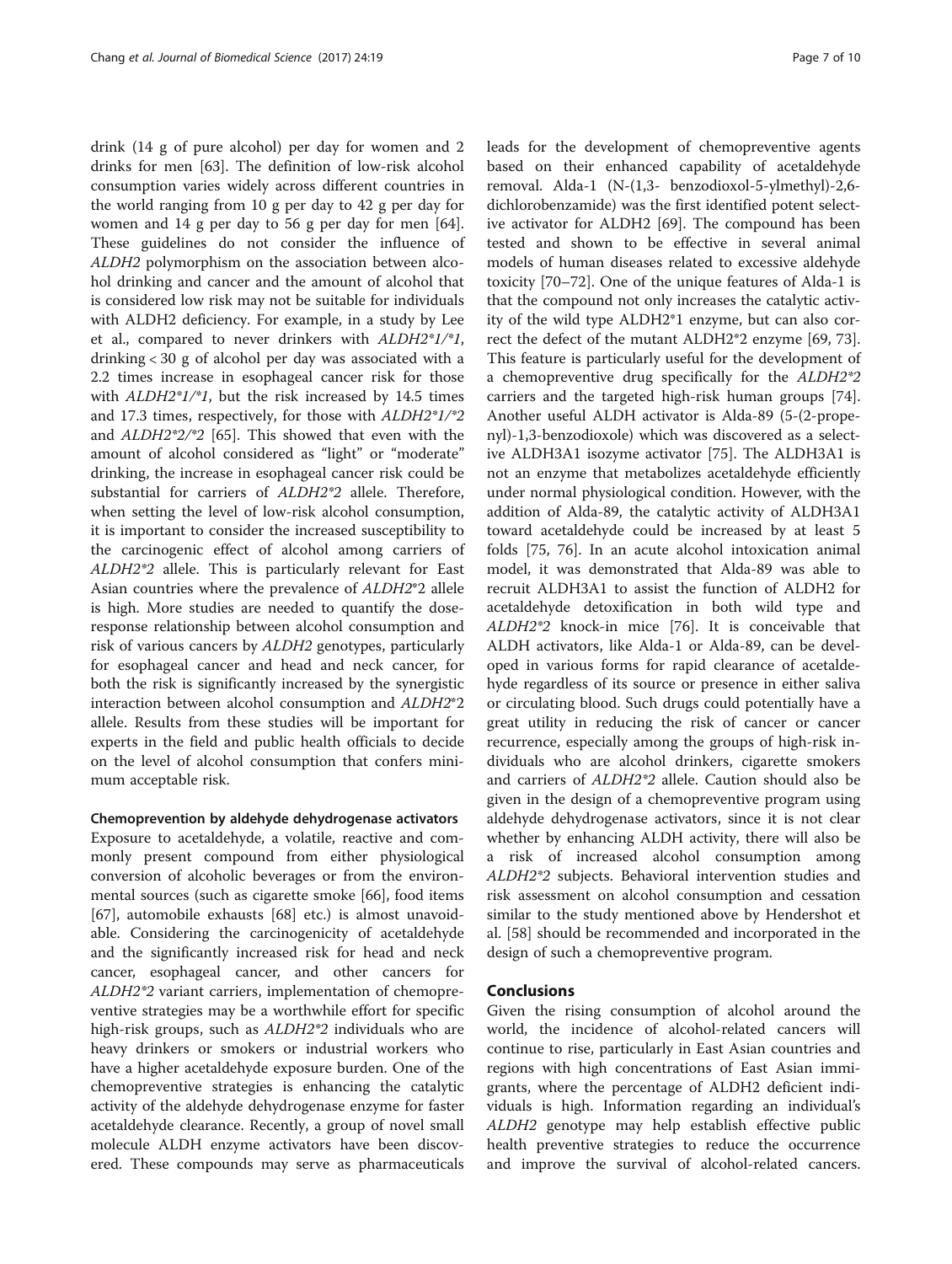drink (14 g of pure alcohol) per day for women and 2 drinks for men [63]. The definition of low-risk alcohol consumption varies widely across different countries in the world ranging from 10 g per day to 42 g per day for women and 14 g per day to 56 g per day for men [64]. These guidelines do not consider the influence of *ALDH2* polymorphism on the association between alcohol drinking and cancer and the amount of alcohol that is considered low risk may not be suitable for individuals with ALDH2 deficiency. For example, in a study by Lee et al., compared to never drinkers with *ALDH2\*1/\*1*, drinking < 30 g of alcohol per day was associated with a 2.2 times increase in esophageal cancer risk for those with *ALDH2\*1/\*1*, but the risk increased by 14.5 times and 17.3 times, respectively, for those with *ALDH2\*1/\*2* and *ALDH2\*2/\*2* [65]. This showed that even with the amount of alcohol considered as "light" or "moderate" drinking, the increase in esophageal cancer risk could be substantial for carriers of *ALDH2\*2* allele. Therefore, when setting the level of low-risk alcohol consumption, it is important to consider the increased susceptibility to the carcinogenic effect of alcohol among carriers of *ALDH2\*2* allele. This is particularly relevant for East Asian countries where the prevalence of *ALDH2\*2* allele is high. More studies are needed to quantify the dose-response relationship between alcohol consumption and risk of various cancers by *ALDH2* genotypes, particularly for esophageal cancer and head and neck cancer, for both the risk is significantly increased by the synergistic interaction between alcohol consumption and *ALDH2\*2* allele. Results from these studies will be important for experts in the field and public health officials to decide on the level of alcohol consumption that confers minimum acceptable risk.

#### Chemoprevention by aldehyde dehydrogenase activators

Exposure to acetaldehyde, a volatile, reactive and commonly present compound from either physiological conversion of alcoholic beverages or from the environmental sources (such as cigarette smoke [66], food items [67], automobile exhausts [68] etc.) is almost unavoidable. Considering the carcinogenicity of acetaldehyde and the significantly increased risk for head and neck cancer, esophageal cancer, and other cancers for *ALDH2\*2* variant carriers, implementation of chemopreventive strategies may be a worthwhile effort for specific high-risk groups, such as *ALDH2\*2* individuals who are heavy drinkers or smokers or industrial workers who have a higher acetaldehyde exposure burden. One of the chemopreventive strategies is enhancing the catalytic activity of the aldehyde dehydrogenase enzyme for faster acetaldehyde clearance. Recently, a group of novel small molecule ALDH enzyme activators have been discovered. These compounds may serve as pharmaceuticals leads for the development of chemopreventive agents based on their enhanced capability of acetaldehyde removal. Alda-1 (N-(1,3- benzodioxol-5-ylmethyl)-2,6-dichlorobenzamide) was the first identified potent selective activator for ALDH2 [69]. The compound has been tested and shown to be effective in several animal models of human diseases related to excessive aldehyde toxicity [70–72]. One of the unique features of Alda-1 is that the compound not only increases the catalytic activity of the wild type ALDH2*1 enzyme, but can also correct the defect of the mutant ALDH2*2 enzyme [69, 73]. This feature is particularly useful for the development of a chemopreventive drug specifically for the *ALDH2\*2* carriers and the targeted high-risk human groups [74]. Another useful ALDH activator is Alda-89 (5-(2-propenyl)-1,3-benzodioxole) which was discovered as a selective ALDH3A1 isozyme activator [75]. The ALDH3A1 is not an enzyme that metabolizes acetaldehyde efficiently under normal physiological condition. However, with the addition of Alda-89, the catalytic activity of ALDH3A1 toward acetaldehyde could be increased by at least 5 folds [75, 76]. In an acute alcohol intoxication animal model, it was demonstrated that Alda-89 was able to recruit ALDH3A1 to assist the function of ALDH2 for acetaldehyde detoxification in both wild type and *ALDH2\*2* knock-in mice [76]. It is conceivable that ALDH activators, like Alda-1 or Alda-89, can be developed in various forms for rapid clearance of acetaldehyde regardless of its source or presence in either saliva or circulating blood. Such drugs could potentially have a great utility in reducing the risk of cancer or cancer recurrence, especially among the groups of high-risk individuals who are alcohol drinkers, cigarette smokers and carriers of *ALDH2\*2* allele. Caution should also be given in the design of a chemopreventive program using aldehyde dehydrogenase activators, since it is not clear whether by enhancing ALDH activity, there will also be a risk of increased alcohol consumption among *ALDH2\*2* subjects. Behavioral intervention studies and risk assessment on alcohol consumption and cessation similar to the study mentioned above by Hendershot et al. [58] should be recommended and incorporated in the design of such a chemopreventive program.

## Conclusions

Given the rising consumption of alcohol around the world, the incidence of alcohol-related cancers will continue to rise, particularly in East Asian countries and regions with high concentrations of East Asian immigrants, where the percentage of ALDH2 deficient individuals is high. Information regarding an individual's *ALDH2* genotype may help establish effective public health preventive strategies to reduce the occurrence and improve the survival of alcohol-related cancers.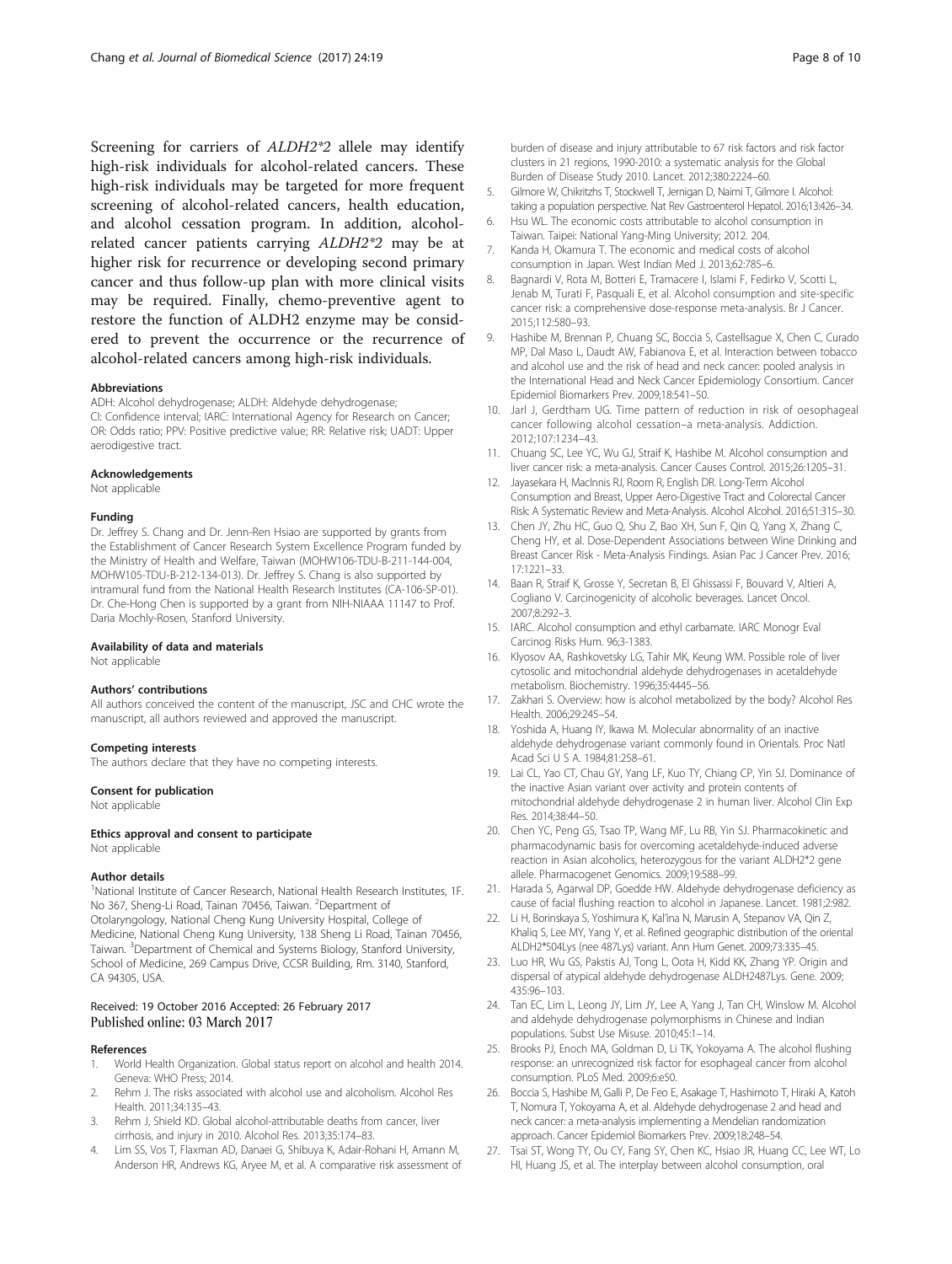Screening for carriers of *ALDH2*2* allele may identify high-risk individuals for alcohol-related cancers. These high-risk individuals may be targeted for more frequent screening of alcohol-related cancers, health education, and alcohol cessation program. In addition, alcohol-related cancer patients carrying *ALDH2*2* may be at higher risk for recurrence or developing second primary cancer and thus follow-up plan with more clinical visits may be required. Finally, chemo-preventive agent to restore the function of ALDH2 enzyme may be considered to prevent the occurrence or the recurrence of alcohol-related cancers among high-risk individuals.

#### Abbreviations

ADH: Alcohol dehydrogenase; ALDH: Aldehyde dehydrogenase; CI: Confidence interval; IARC: International Agency for Research on Cancer; OR: Odds ratio; PPV: Positive predictive value; RR: Relative risk; UADT: Upper aerodigestive tract.

#### Acknowledgements

Not applicable

#### Funding

Dr. Jeffrey S. Chang and Dr. Jenn-Ren Hsiao are supported by grants from the Establishment of Cancer Research System Excellence Program funded by the Ministry of Health and Welfare, Taiwan (MOHW106-TDU-B-211-144-004, MOHW105-TDU-B-212-134-013). Dr. Jeffrey S. Chang is also supported by intramural fund from the National Health Research Institutes (CA-106-SP-01). Dr. Che-Hong Chen is supported by a grant from NIH-NIAAA 11147 to Prof. Daria Mochly-Rosen, Stanford University.

#### Availability of data and materials

Not applicable

#### Authors' contributions

All authors conceived the content of the manuscript, JSC and CHC wrote the manuscript, all authors reviewed and approved the manuscript.

#### Competing interests

The authors declare that they have no competing interests.

#### Consent for publication

Not applicable

#### Ethics approval and consent to participate

Not applicable

#### Author details

[1]National Institute of Cancer Research, National Health Research Institutes, 1F. No 367, Sheng-Li Road, Tainan 70456, Taiwan. [2]Department of Otolaryngology, National Cheng Kung University Hospital, College of Medicine, National Cheng Kung University, 138 Sheng Li Road, Tainan 70456, Taiwan. [3]Department of Chemical and Systems Biology, Stanford University, School of Medicine, 269 Campus Drive, CCSR Building, Rm. 3140, Stanford, CA 94305, USA.

Received: 19 October 2016 Accepted: 26 February 2017
Published online: 03 March 2017

#### References

1. World Health Organization. Global status report on alcohol and health 2014. Geneva: WHO Press; 2014.
2. Rehm J. The risks associated with alcohol use and alcoholism. Alcohol Res Health. 2011;34:135–43.
3. Rehm J, Shield KD. Global alcohol-attributable deaths from cancer, liver cirrhosis, and injury in 2010. Alcohol Res. 2013;35:174–83.
4. Lim SS, Vos T, Flaxman AD, Danaei G, Shibuya K, Adair-Rohani H, Amann M, Anderson HR, Andrews KG, Aryee M, et al. A comparative risk assessment of burden of disease and injury attributable to 67 risk factors and risk factor clusters in 21 regions, 1990-2010: a systematic analysis for the Global Burden of Disease Study 2010. Lancet. 2012;380:2224–60.
5. Gilmore W, Chikritzhs T, Stockwell T, Jernigan D, Naimi T, Gilmore I. Alcohol: taking a population perspective. Nat Rev Gastroenterol Hepatol. 2016;13:426–34.
6. Hsu WL. The economic costs attributable to alcohol consumption in Taiwan. Taipei: National Yang-Ming University; 2012. 204.
7. Kanda H, Okamura T. The economic and medical costs of alcohol consumption in Japan. West Indian Med J. 2013;62:785–6.
8. Bagnardi V, Rota M, Botteri E, Tramacere I, Islami F, Fedirko V, Scotti L, Jenab M, Turati F, Pasquali E, et al. Alcohol consumption and site-specific cancer risk: a comprehensive dose-response meta-analysis. Br J Cancer. 2015;112:580–93.
9. Hashibe M, Brennan P, Chuang SC, Boccia S, Castellsague X, Chen C, Curado MP, Dal Maso L, Daudt AW, Fabianova E, et al. Interaction between tobacco and alcohol use and the risk of head and neck cancer: pooled analysis in the International Head and Neck Cancer Epidemiology Consortium. Cancer Epidemiol Biomarkers Prev. 2009;18:541–50.
10. Jarl J, Gerdtham UG. Time pattern of reduction in risk of oesophageal cancer following alcohol cessation–a meta-analysis. Addiction. 2012;107:1234–43.
11. Chuang SC, Lee YC, Wu GJ, Straif K, Hashibe M. Alcohol consumption and liver cancer risk: a meta-analysis. Cancer Causes Control. 2015;26:1205–31.
12. Jayasekara H, MacInnis RJ, Room R, English DR. Long-Term Alcohol Consumption and Breast, Upper Aero-Digestive Tract and Colorectal Cancer Risk: A Systematic Review and Meta-Analysis. Alcohol Alcohol. 2016;51:315–30.
13. Chen JY, Zhu HC, Guo Q, Shu Z, Bao XH, Sun F, Qin Q, Yang X, Zhang C, Cheng HY, et al. Dose-Dependent Associations between Wine Drinking and Breast Cancer Risk - Meta-Analysis Findings. Asian Pac J Cancer Prev. 2016; 17:1221–33.
14. Baan R, Straif K, Grosse Y, Secretan B, El Ghissassi F, Bouvard V, Altieri A, Cogliano V. Carcinogenicity of alcoholic beverages. Lancet Oncol. 2007;8:292–3.
15. IARC. Alcohol consumption and ethyl carbamate. IARC Monogr Eval Carcinog Risks Hum. 96;3-1383.
16. Klyosov AA, Rashkovetsky LG, Tahir MK, Keung WM. Possible role of liver cytosolic and mitochondrial aldehyde dehydrogenases in acetaldehyde metabolism. Biochemistry. 1996;35:4445–56.
17. Zakhari S. Overview: how is alcohol metabolized by the body? Alcohol Res Health. 2006;29:245–54.
18. Yoshida A, Huang IY, Ikawa M. Molecular abnormality of an inactive aldehyde dehydrogenase variant commonly found in Orientals. Proc Natl Acad Sci U S A. 1984;81:258–61.
19. Lai CL, Yao CT, Chau GY, Yang LF, Kuo TY, Chiang CP, Yin SJ. Dominance of the inactive Asian variant over activity and protein contents of mitochondrial aldehyde dehydrogenase 2 in human liver. Alcohol Clin Exp Res. 2014;38:44–50.
20. Chen YC, Peng GS, Tsao TP, Wang MF, Lu RB, Yin SJ. Pharmacokinetic and pharmacodynamic basis for overcoming acetaldehyde-induced adverse reaction in Asian alcoholics, heterozygous for the variant ALDH2*2 gene allele. Pharmacogenet Genomics. 2009;19:588–99.
21. Harada S, Agarwal DP, Goedde HW. Aldehyde dehydrogenase deficiency as cause of facial flushing reaction to alcohol in Japanese. Lancet. 1981;2:982.
22. Li H, Borinskaya S, Yoshimura K, Kal'ina N, Marusin A, Stepanov VA, Qin Z, Khaliq S, Lee MY, Yang Y, et al. Refined geographic distribution of the oriental ALDH2*504Lys (nee 487Lys) variant. Ann Hum Genet. 2009;73:335–45.
23. Luo HR, Wu GS, Pakstis AJ, Tong L, Oota H, Kidd KK, Zhang YP. Origin and dispersal of atypical aldehyde dehydrogenase ALDH2487Lys. Gene. 2009; 435:96–103.
24. Tan EC, Lim L, Leong JY, Lim JY, Lee A, Yang J, Tan CH, Winslow M. Alcohol and aldehyde dehydrogenase polymorphisms in Chinese and Indian populations. Subst Use Misuse. 2010;45:1–14.
25. Brooks PJ, Enoch MA, Goldman D, Li TK, Yokoyama A. The alcohol flushing response: an unrecognized risk factor for esophageal cancer from alcohol consumption. PLoS Med. 2009;6:e50.
26. Boccia S, Hashibe M, Galli P, De Feo E, Asakage T, Hashimoto T, Hiraki A, Katoh T, Nomura T, Yokoyama A, et al. Aldehyde dehydrogenase 2 and head and neck cancer: a meta-analysis implementing a Mendelian randomization approach. Cancer Epidemiol Biomarkers Prev. 2009;18:248–54.
27. Tsai ST, Wong TY, Ou CY, Fang SY, Chen KC, Hsiao JR, Huang CC, Lee WT, Lo HI, Huang JS, et al. The interplay between alcohol consumption, oral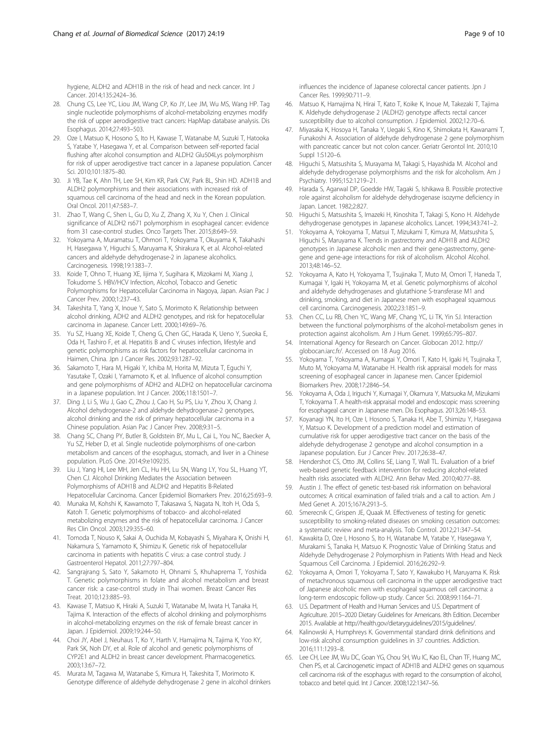hygiene, ALDH2 and ADH1B in the risk of head and neck cancer. Int J Cancer. 2014;135:2424–36.

28. Chung CS, Lee YC, Liou JM, Wang CP, Ko JY, Lee JM, Wu MS, Wang HP. Tag single nucleotide polymorphisms of alcohol-metabolizing enzymes modify the risk of upper aerodigestive tract cancers: HapMap database analysis. Dis Esophagus. 2014;27:493–503.
29. Oze I, Matsuo K, Hosono S, Ito H, Kawase T, Watanabe M, Suzuki T, Hatooka S, Yatabe Y, Hasegawa Y, et al. Comparison between self-reported facial flushing after alcohol consumption and ALDH2 Glu504Lys polymorphism for risk of upper aerodigestive tract cancer in a Japanese population. Cancer Sci. 2010;101:1875–80.
30. Ji YB, Tae K, Ahn TH, Lee SH, Kim KR, Park CW, Park BL, Shin HD. ADH1B and ALDH2 polymorphisms and their associations with increased risk of squamous cell carcinoma of the head and neck in the Korean population. Oral Oncol. 2011;47:583–7.
31. Zhao T, Wang C, Shen L, Gu D, Xu Z, Zhang X, Xu Y, Chen J. Clinical significance of ALDH2 rs671 polymorphism in esophageal cancer: evidence from 31 case-control studies. Onco Targets Ther. 2015;8:649–59.
32. Yokoyama A, Muramatsu T, Ohmori T, Yokoyama T, Okuyama K, Takahashi H, Hasegawa Y, Higuchi S, Maruyama K, Shirakura K, et al. Alcohol-related cancers and aldehyde dehydrogenase-2 in Japanese alcoholics. Carcinogenesis. 1998;19:1383–7.
33. Koide T, Ohno T, Huang XE, Iijima Y, Sugihara K, Mizokami M, Xiang J, Tokudome S. HBV/HCV Infection, Alcohol, Tobacco and Genetic Polymorphisms for Hepatocellular Carcinoma in Nagoya, Japan. Asian Pac J Cancer Prev. 2000;1:237–43.
34. Takeshita T, Yang X, Inoue Y, Sato S, Morimoto K. Relationship between alcohol drinking, ADH2 and ALDH2 genotypes, and risk for hepatocellular carcinoma in Japanese. Cancer Lett. 2000;149:69–76.
35. Yu SZ, Huang XE, Koide T, Cheng G, Chen GC, Harada K, Ueno Y, Sueoka E, Oda H, Tashiro F, et al. Hepatitis B and C viruses infection, lifestyle and genetic polymorphisms as risk factors for hepatocellular carcinoma in Haimen, China. Jpn J Cancer Res. 2002;93:1287–92.
36. Sakamoto T, Hara M, Higaki Y, Ichiba M, Horita M, Mizuta T, Eguchi Y, Yasutake T, Ozaki I, Yamamoto K, et al. Influence of alcohol consumption and gene polymorphisms of ADH2 and ALDH2 on hepatocellular carcinoma in a Japanese population. Int J Cancer. 2006;118:1501–7.
37. Ding J, Li S, Wu J, Gao C, Zhou J, Cao H, Su PS, Liu Y, Zhou X, Chang J. Alcohol dehydrogenase-2 and aldehyde dehydrogenase-2 genotypes, alcohol drinking and the risk of primary hepatocellular carcinoma in a Chinese population. Asian Pac J Cancer Prev. 2008;9:31–5.
38. Chang SC, Chang PY, Butler B, Goldstein BY, Mu L, Cai L, You NC, Baecker A, Yu SZ, Heber D, et al. Single nucleotide polymorphisms of one-carbon metabolism and cancers of the esophagus, stomach, and liver in a Chinese population. PLoS One. 2014;9:e109235.
39. Liu J, Yang HI, Lee MH, Jen CL, Hu HH, Lu SN, Wang LY, You SL, Huang YT, Chen CJ. Alcohol Drinking Mediates the Association between Polymorphisms of ADH1B and ALDH2 and Hepatitis B-Related Hepatocellular Carcinoma. Cancer Epidemiol Biomarkers Prev. 2016;25:693–9.
40. Munaka M, Kohshi K, Kawamoto T, Takasawa S, Nagata N, Itoh H, Oda S, Katoh T. Genetic polymorphisms of tobacco- and alcohol-related metabolizing enzymes and the risk of hepatocellular carcinoma. J Cancer Res Clin Oncol. 2003;129:355–60.
41. Tomoda T, Nouso K, Sakai A, Ouchida M, Kobayashi S, Miyahara K, Onishi H, Nakamura S, Yamamoto K, Shimizu K. Genetic risk of hepatocellular carcinoma in patients with hepatitis C virus: a case control study. J Gastroenterol Hepatol. 2011;27:797–804.
42. Sangrajrang S, Sato Y, Sakamoto H, Ohnami S, Khuhaprema T, Yoshida T. Genetic polymorphisms in folate and alcohol metabolism and breast cancer risk: a case-control study in Thai women. Breast Cancer Res Treat. 2010;123:885–93.
43. Kawase T, Matsuo K, Hiraki A, Suzuki T, Watanabe M, Iwata H, Tanaka H, Tajima K. Interaction of the effects of alcohol drinking and polymorphisms in alcohol-metabolizing enzymes on the risk of female breast cancer in Japan. J Epidemiol. 2009;19:244–50.
44. Choi JY, Abel J, Neuhaus T, Ko Y, Harth V, Hamajima N, Tajima K, Yoo KY, Park SK, Noh DY, et al. Role of alcohol and genetic polymorphisms of CYP2E1 and ALDH2 in breast cancer development. Pharmacogenetics. 2003;13:67–72.
45. Murata M, Tagawa M, Watanabe S, Kimura H, Takeshita T, Morimoto K. Genotype difference of aldehyde dehydrogenase 2 gene in alcohol drinkers influences the incidence of Japanese colorectal cancer patients. Jpn J Cancer Res. 1999;90:711–9.
46. Matsuo K, Hamajima N, Hirai T, Kato T, Koike K, Inoue M, Takezaki T, Tajima K. Aldehyde dehydrogenase 2 (ALDH2) genotype affects rectal cancer susceptibility due to alcohol consumption. J Epidemiol. 2002;12:70–6.
47. Miyasaka K, Hosoya H, Tanaka Y, Uegaki S, Kino K, Shimokata H, Kawanami T, Funakoshi A. Association of aldehyde dehydrogenase 2 gene polymorphism with pancreatic cancer but not colon cancer. Geriatr Gerontol Int. 2010;10 Suppl 1:S120–6.
48. Higuchi S, Matsushita S, Murayama M, Takagi S, Hayashida M. Alcohol and aldehyde dehydrogenase polymorphisms and the risk for alcoholism. Am J Psychiatry. 1995;152:1219–21.
49. Harada S, Agarwal DP, Goedde HW, Tagaki S, Ishikawa B. Possible protective role against alcoholism for aldehyde dehydrogenase isozyme deficiency in Japan. Lancet. 1982;2:827.
50. Higuchi S, Matsushita S, Imazeki H, Kinoshita T, Takagi S, Kono H. Aldehyde dehydrogenase genotypes in Japanese alcoholics. Lancet. 1994;343:741–2.
51. Yokoyama A, Yokoyama T, Matsui T, Mizukami T, Kimura M, Matsushita S, Higuchi S, Maruyama K. Trends in gastrectomy and ADH1B and ALDH2 genotypes in Japanese alcoholic men and their gene-gastrectomy, gene-gene and gene-age interactions for risk of alcoholism. Alcohol Alcohol. 2013;48:146–52.
52. Yokoyama A, Kato H, Yokoyama T, Tsujinaka T, Muto M, Omori T, Haneda T, Kumagai Y, Igaki H, Yokoyama M, et al. Genetic polymorphisms of alcohol and aldehyde dehydrogenases and glutathione S-transferase M1 and drinking, smoking, and diet in Japanese men with esophageal squamous cell carcinoma. Carcinogenesis. 2002;23:1851–9.
53. Chen CC, Lu RB, Chen YC, Wang MF, Chang YC, Li TK, Yin SJ. Interaction between the functional polymorphisms of the alcohol-metabolism genes in protection against alcoholism. Am J Hum Genet. 1999;65:795–807.
54. International Agency for Research on Cancer. Globocan 2012. http://globocan.iarc.fr/. Accessed on 18 Aug 2016.
55. Yokoyama T, Yokoyama A, Kumagai Y, Omori T, Kato H, Igaki H, Tsujinaka T, Muto M, Yokoyama M, Watanabe H. Health risk appraisal models for mass screening of esophageal cancer in Japanese men. Cancer Epidemiol Biomarkers Prev. 2008;17:2846–54.
56. Yokoyama A, Oda J, Iriguchi Y, Kumagai Y, Okamura Y, Matsuoka M, Mizukami T, Yokoyama T. A health-risk appraisal model and endoscopic mass screening for esophageal cancer in Japanese men. Dis Esophagus. 2013;26:148–53.
57. Koyanagi YN, Ito H, Oze I, Hosono S, Tanaka H, Abe T, Shimizu Y, Hasegawa Y, Matsuo K. Development of a prediction model and estimation of cumulative risk for upper aerodigestive tract cancer on the basis of the aldehyde dehydrogenase 2 genotype and alcohol consumption in a Japanese population. Eur J Cancer Prev. 2017;26:38–47.
58. Hendershot CS, Otto JM, Collins SE, Liang T, Wall TL. Evaluation of a brief web-based genetic feedback intervention for reducing alcohol-related health risks associated with ALDH2. Ann Behav Med. 2010;40:77–88.
59. Austin J. The effect of genetic test-based risk information on behavioral outcomes: A critical examination of failed trials and a call to action. Am J Med Genet A. 2015;167A:2913–5.
60. Smerecnik C, Grispen JE, Quaak M. Effectiveness of testing for genetic susceptibility to smoking-related diseases on smoking cessation outcomes: a systematic review and meta-analysis. Tob Control. 2012;21:347–54.
61. Kawakita D, Oze I, Hosono S, Ito H, Watanabe M, Yatabe Y, Hasegawa Y, Murakami S, Tanaka H, Matsuo K. Prognostic Value of Drinking Status and Aldehyde Dehydrogenase 2 Polymorphism in Patients With Head and Neck Squamous Cell Carcinoma. J Epidemiol. 2016;26:292–9.
62. Yokoyama A, Omori T, Yokoyama T, Sato Y, Kawakubo H, Maruyama K. Risk of metachronous squamous cell carcinoma in the upper aerodigestive tract of Japanese alcoholic men with esophageal squamous cell carcinoma: a long-term endoscopic follow-up study. Cancer Sci. 2008;99:1164–71.
63. U.S. Department of Health and Human Services and U.S. Department of Agriculture. 2015–2020 Dietary Guidelines for Americans. 8th Edition. December 2015. Available at http://health.gov/dietaryguidelines/2015/guidelines/.
64. Kalinowski A, Humphreys K. Governmental standard drink definitions and low-risk alcohol consumption guidelines in 37 countries. Addiction. 2016;111:1293–8.
65. Lee CH, Lee JM, Wu DC, Goan YG, Chou SH, Wu IC, Kao EL, Chan TF, Huang MC, Chen PS, et al. Carcinogenetic impact of ADH1B and ALDH2 genes on squamous cell carcinoma risk of the esophagus with regard to the consumption of alcohol, tobacco and betel quid. Int J Cancer. 2008;122:1347–56.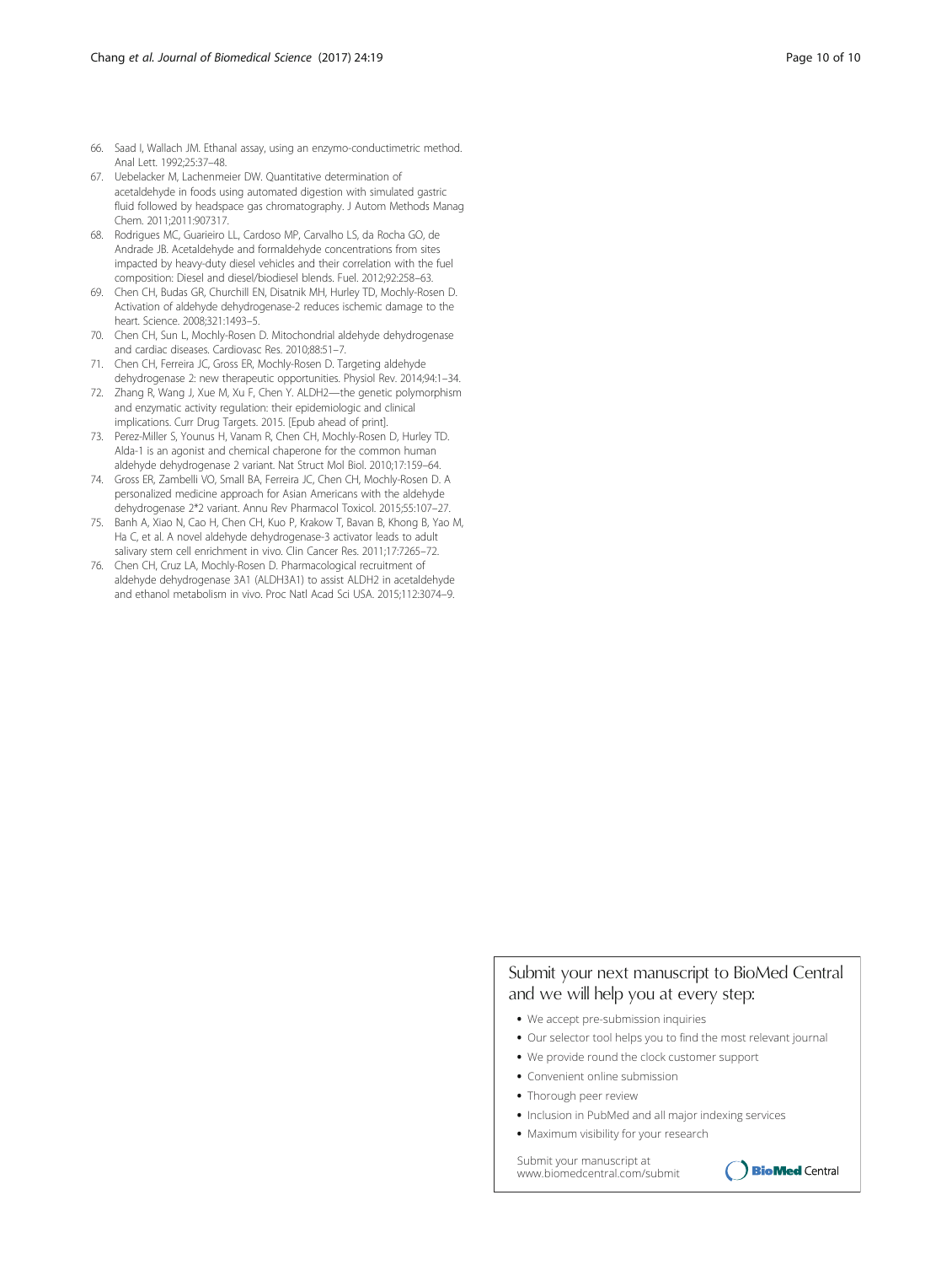66. Saad I, Wallach JM. Ethanal assay, using an enzymo-conductimetric method. Anal Lett. 1992;25:37–48.
67. Uebelacker M, Lachenmeier DW. Quantitative determination of acetaldehyde in foods using automated digestion with simulated gastric fluid followed by headspace gas chromatography. J Autom Methods Manag Chem. 2011;2011:907317.
68. Rodrigues MC, Guarieiro LL, Cardoso MP, Carvalho LS, da Rocha GO, de Andrade JB. Acetaldehyde and formaldehyde concentrations from sites impacted by heavy-duty diesel vehicles and their correlation with the fuel composition: Diesel and diesel/biodiesel blends. Fuel. 2012;92:258–63.
69. Chen CH, Budas GR, Churchill EN, Disatnik MH, Hurley TD, Mochly-Rosen D. Activation of aldehyde dehydrogenase-2 reduces ischemic damage to the heart. Science. 2008;321:1493–5.
70. Chen CH, Sun L, Mochly-Rosen D. Mitochondrial aldehyde dehydrogenase and cardiac diseases. Cardiovasc Res. 2010;88:51–7.
71. Chen CH, Ferreira JC, Gross ER, Mochly-Rosen D. Targeting aldehyde dehydrogenase 2: new therapeutic opportunities. Physiol Rev. 2014;94:1–34.
72. Zhang R, Wang J, Xue M, Xu F, Chen Y. ALDH2—the genetic polymorphism and enzymatic activity regulation: their epidemiologic and clinical implications. Curr Drug Targets. 2015. [Epub ahead of print].
73. Perez-Miller S, Younus H, Vanam R, Chen CH, Mochly-Rosen D, Hurley TD. Alda-1 is an agonist and chemical chaperone for the common human aldehyde dehydrogenase 2 variant. Nat Struct Mol Biol. 2010;17:159–64.
74. Gross ER, Zambelli VO, Small BA, Ferreira JC, Chen CH, Mochly-Rosen D. A personalized medicine approach for Asian Americans with the aldehyde dehydrogenase 2*2 variant. Annu Rev Pharmacol Toxicol. 2015;55:107–27.
75. Banh A, Xiao N, Cao H, Chen CH, Kuo P, Krakow T, Bavan B, Khong B, Yao M, Ha C, et al. A novel aldehyde dehydrogenase-3 activator leads to adult salivary stem cell enrichment in vivo. Clin Cancer Res. 2011;17:7265–72.
76. Chen CH, Cruz LA, Mochly-Rosen D. Pharmacological recruitment of aldehyde dehydrogenase 3A1 (ALDH3A1) to assist ALDH2 in acetaldehyde and ethanol metabolism in vivo. Proc Natl Acad Sci USA. 2015;112:3074–9.

Submit your next manuscript to BioMed Central and we will help you at every step:

- We accept pre-submission inquiries
- Our selector tool helps you to find the most relevant journal
- We provide round the clock customer support
- Convenient online submission
- Thorough peer review
- Inclusion in PubMed and all major indexing services
- Maximum visibility for your research

Submit your manuscript at
www.biomedcentral.com/submit

BioMed Central